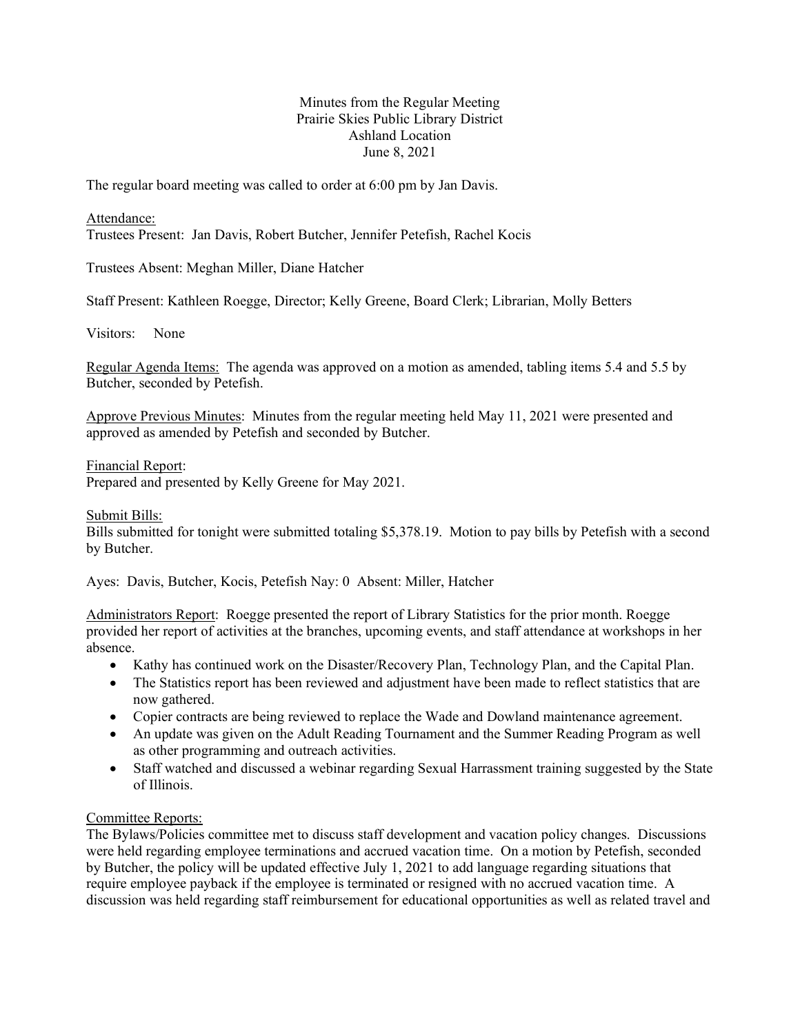Minutes from the Regular Meeting
Prairie Skies Public Library District
Ashland Location
June 8, 2021

The regular board meeting was called to order at 6:00 pm by Jan Davis.

Attendance:
Trustees Present: Jan Davis, Robert Butcher, Jennifer Petefish, Rachel Kocis

Trustees Absent: Meghan Miller, Diane Hatcher

Staff Present: Kathleen Roegge, Director; Kelly Greene, Board Clerk; Librarian, Molly Betters

Visitors: None

Regular Agenda Items: The agenda was approved on a motion as amended, tabling items 5.4 and 5.5 by Butcher, seconded by Petefish.

Approve Previous Minutes: Minutes from the regular meeting held May 11, 2021 were presented and approved as amended by Petefish and seconded by Butcher.

Financial Report:
Prepared and presented by Kelly Greene for May 2021.

Submit Bills:
Bills submitted for tonight were submitted totaling $5,378.19. Motion to pay bills by Petefish with a second by Butcher.

Ayes: Davis, Butcher, Kocis, Petefish Nay: 0 Absent: Miller, Hatcher

Administrators Report: Roegge presented the report of Library Statistics for the prior month. Roegge provided her report of activities at the branches, upcoming events, and staff attendance at workshops in her absence.

- Kathy has continued work on the Disaster/Recovery Plan, Technology Plan, and the Capital Plan.
- The Statistics report has been reviewed and adjustment have been made to reflect statistics that are now gathered.
- Copier contracts are being reviewed to replace the Wade and Dowland maintenance agreement.
- An update was given on the Adult Reading Tournament and the Summer Reading Program as well as other programming and outreach activities.
- Staff watched and discussed a webinar regarding Sexual Harrassment training suggested by the State of Illinois.

Committee Reports:
The Bylaws/Policies committee met to discuss staff development and vacation policy changes. Discussions were held regarding employee terminations and accrued vacation time. On a motion by Petefish, seconded by Butcher, the policy will be updated effective July 1, 2021 to add language regarding situations that require employee payback if the employee is terminated or resigned with no accrued vacation time. A discussion was held regarding staff reimbursement for educational opportunities as well as related travel and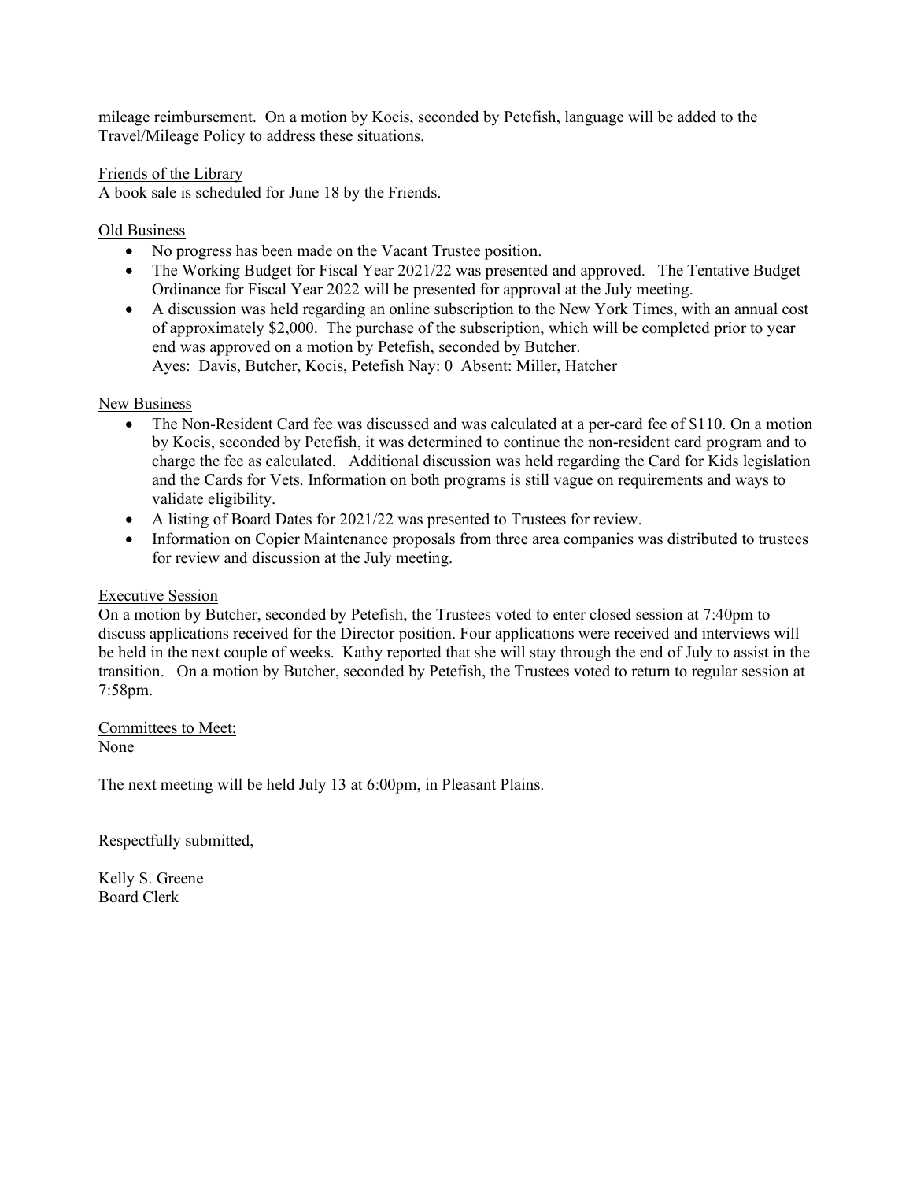mileage reimbursement. On a motion by Kocis, seconded by Petefish, language will be added to the Travel/Mileage Policy to address these situations.

<u>Friends of the Library</u>

A book sale is scheduled for June 18 by the Friends.

<u>Old Business</u>

- No progress has been made on the Vacant Trustee position.
- The Working Budget for Fiscal Year 2021/22 was presented and approved. The Tentative Budget Ordinance for Fiscal Year 2022 will be presented for approval at the July meeting.
- A discussion was held regarding an online subscription to the New York Times, with an annual cost of approximately $2,000. The purchase of the subscription, which will be completed prior to year end was approved on a motion by Petefish, seconded by Butcher.
  Ayes: Davis, Butcher, Kocis, Petefish Nay: 0 Absent: Miller, Hatcher

<u>New Business</u>

- The Non-Resident Card fee was discussed and was calculated at a per-card fee of $110. On a motion by Kocis, seconded by Petefish, it was determined to continue the non-resident card program and to charge the fee as calculated. Additional discussion was held regarding the Card for Kids legislation and the Cards for Vets. Information on both programs is still vague on requirements and ways to validate eligibility.
- A listing of Board Dates for 2021/22 was presented to Trustees for review.
- Information on Copier Maintenance proposals from three area companies was distributed to trustees for review and discussion at the July meeting.

<u>Executive Session</u>

On a motion by Butcher, seconded by Petefish, the Trustees voted to enter closed session at 7:40pm to discuss applications received for the Director position. Four applications were received and interviews will be held in the next couple of weeks. Kathy reported that she will stay through the end of July to assist in the transition. On a motion by Butcher, seconded by Petefish, the Trustees voted to return to regular session at 7:58pm.

<u>Committees to Meet:</u>

None

The next meeting will be held July 13 at 6:00pm, in Pleasant Plains.

Respectfully submitted,

Kelly S. Greene
Board Clerk